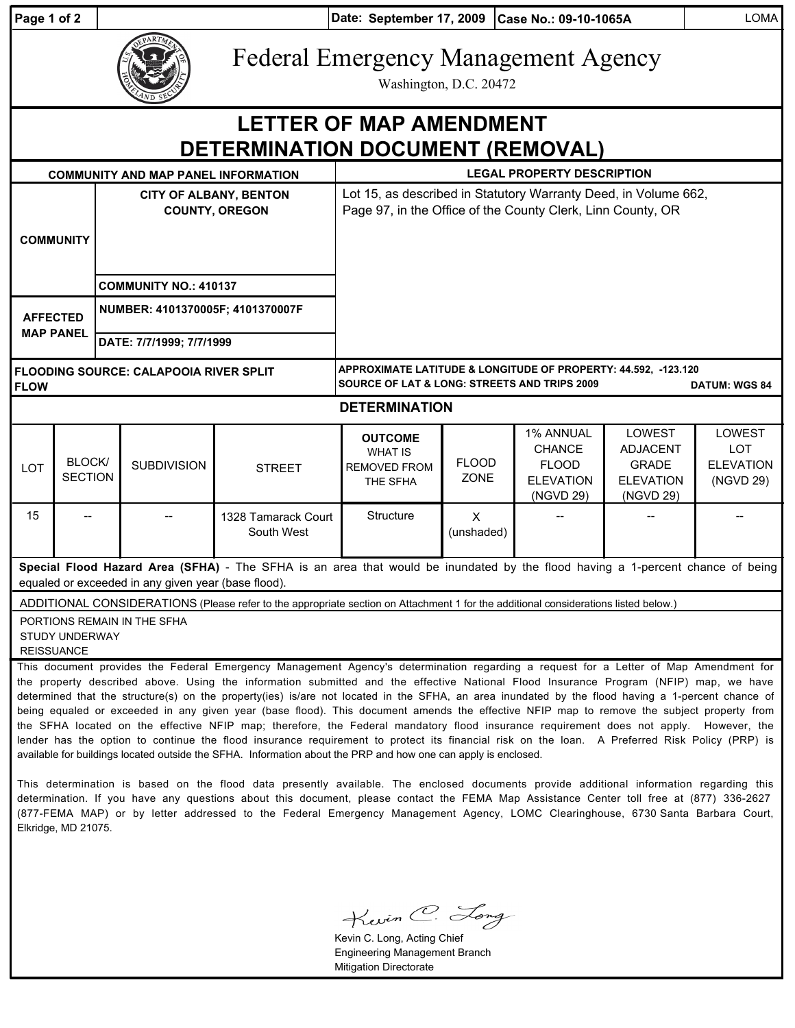Date: September 17, 2009 | Case No.: 09-10-1065A | LOMA

# Federal Emergency Management Agency

Washington, D.C. 20472

# LETTER OF MAP AMENDMENT DETERMINATION DOCUMENT (REMOVAL)

| COMMUNITY AND MAP PANEL INFORMATION | | LEGAL PROPERTY DESCRIPTION |
|---|---|---|
| COMMUNITY | CITY OF ALBANY, BENTON COUNTY, OREGON | Lot 15, as described in Statutory Warranty Deed, in Volume 662, Page 97, in the Office of the County Clerk, Linn County, OR |
| | COMMUNITY NO.: 410137 | |
| AFFECTED MAP PANEL | NUMBER: 4101370005F; 4101370007F | |
| | DATE: 7/7/1999; 7/7/1999 | |

**FLOODING SOURCE: CALAPOOIA RIVER SPLIT FLOW**

**APPROXIMATE LATITUDE & LONGITUDE OF PROPERTY: 44.592, -123.120**
**SOURCE OF LAT & LONG: STREETS AND TRIPS 2009** **DATUM: WGS 84**

## DETERMINATION

| LOT | BLOCK/ SECTION | SUBDIVISION | STREET | OUTCOME WHAT IS REMOVED FROM THE SFHA | FLOOD ZONE | 1% ANNUAL CHANCE FLOOD ELEVATION (NGVD 29) | LOWEST ADJACENT GRADE ELEVATION (NGVD 29) | LOWEST LOT ELEVATION (NGVD 29) |
|---|---|---|---|---|---|---|---|---|
| 15 | -- | -- | 1328 Tamarack Court South West | Structure | X (unshaded) | -- | -- | -- |

**Special Flood Hazard Area (SFHA)** - The SFHA is an area that would be inundated by the flood having a 1-percent chance of being equaled or exceeded in any given year (base flood).

ADDITIONAL CONSIDERATIONS (Please refer to the appropriate section on Attachment 1 for the additional considerations listed below.)

PORTIONS REMAIN IN THE SFHA
STUDY UNDERWAY
REISSUANCE

This document provides the Federal Emergency Management Agency's determination regarding a request for a Letter of Map Amendment for the property described above. Using the information submitted and the effective National Flood Insurance Program (NFIP) map, we have determined that the structure(s) on the property(ies) is/are not located in the SFHA, an area inundated by the flood having a 1-percent chance of being equaled or exceeded in any given year (base flood). This document amends the effective NFIP map to remove the subject property from the SFHA located on the effective NFIP map; therefore, the Federal mandatory flood insurance requirement does not apply. However, the lender has the option to continue the flood insurance requirement to protect its financial risk on the loan. A Preferred Risk Policy (PRP) is available for buildings located outside the SFHA. Information about the PRP and how one can apply is enclosed.

This determination is based on the flood data presently available. The enclosed documents provide additional information regarding this determination. If you have any questions about this document, please contact the FEMA Map Assistance Center toll free at (877) 336-2627 (877-FEMA MAP) or by letter addressed to the Federal Emergency Management Agency, LOMC Clearinghouse, 6730 Santa Barbara Court, Elkridge, MD 21075.

Kevin C. Long, Acting Chief
Engineering Management Branch
Mitigation Directorate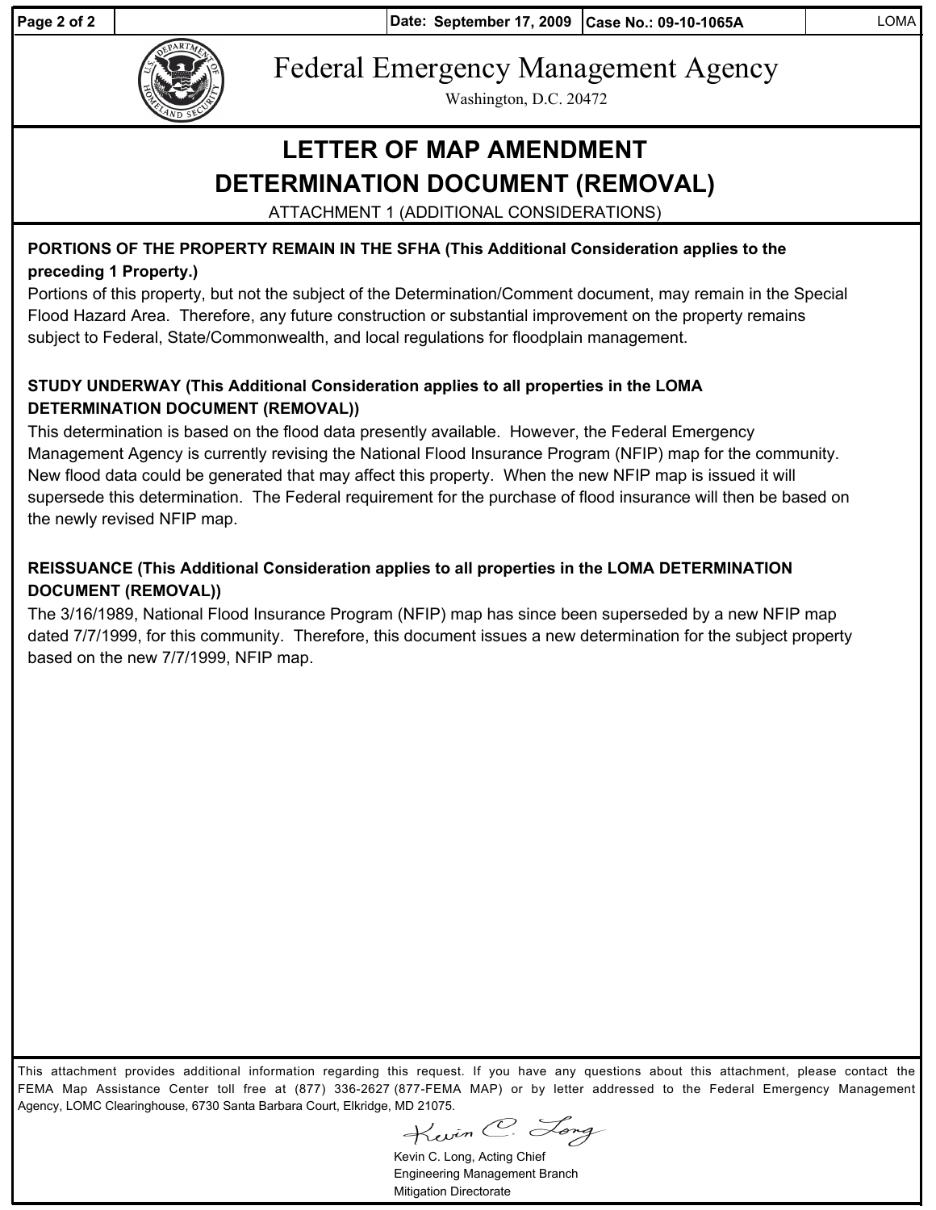Date: September 17, 2009 | Case No.: 09-10-1065A | LOMA

# Federal Emergency Management Agency

Washington, D.C. 20472

## LETTER OF MAP AMENDMENT
## DETERMINATION DOCUMENT (REMOVAL)

ATTACHMENT 1 (ADDITIONAL CONSIDERATIONS)

**PORTIONS OF THE PROPERTY REMAIN IN THE SFHA (This Additional Consideration applies to the preceding 1 Property.)**

Portions of this property, but not the subject of the Determination/Comment document, may remain in the Special Flood Hazard Area. Therefore, any future construction or substantial improvement on the property remains subject to Federal, State/Commonwealth, and local regulations for floodplain management.

**STUDY UNDERWAY (This Additional Consideration applies to all properties in the LOMA DETERMINATION DOCUMENT (REMOVAL))**

This determination is based on the flood data presently available. However, the Federal Emergency Management Agency is currently revising the National Flood Insurance Program (NFIP) map for the community. New flood data could be generated that may affect this property. When the new NFIP map is issued it will supersede this determination. The Federal requirement for the purchase of flood insurance will then be based on the newly revised NFIP map.

**REISSUANCE (This Additional Consideration applies to all properties in the LOMA DETERMINATION DOCUMENT (REMOVAL))**

The 3/16/1989, National Flood Insurance Program (NFIP) map has since been superseded by a new NFIP map dated 7/7/1999, for this community. Therefore, this document issues a new determination for the subject property based on the new 7/7/1999, NFIP map.

This attachment provides additional information regarding this request. If you have any questions about this attachment, please contact the FEMA Map Assistance Center toll free at (877) 336-2627 (877-FEMA MAP) or by letter addressed to the Federal Emergency Management Agency, LOMC Clearinghouse, 6730 Santa Barbara Court, Elkridge, MD 21075.

Kevin C. Long

Kevin C. Long, Acting Chief
Engineering Management Branch
Mitigation Directorate